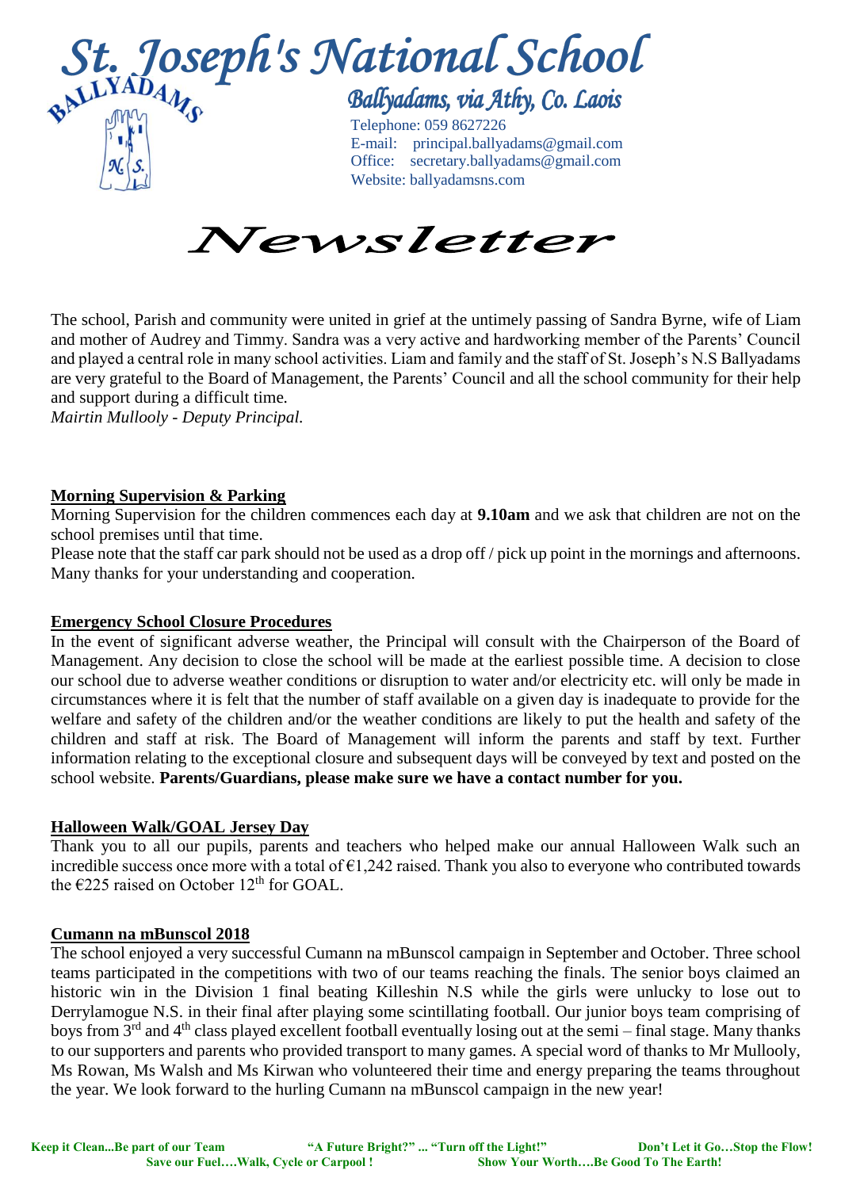# St. Joseph's National School

BALLYADAMS N.S.

Ballyadams, via Athy, Co. Laois

Telephone: 059 8627226
E-mail: principal.ballyadams@gmail.com
Office: secretary.ballyadams@gmail.com
Website: ballyadamsns.com

# Newsletter

The school, Parish and community were united in grief at the untimely passing of Sandra Byrne, wife of Liam and mother of Audrey and Timmy. Sandra was a very active and hardworking member of the Parents' Council and played a central role in many school activities. Liam and family and the staff of St. Joseph's N.S Ballyadams are very grateful to the Board of Management, the Parents' Council and all the school community for their help and support during a difficult time.
*Mairtin Mullooly - Deputy Principal.*

## Morning Supervision & Parking

Morning Supervision for the children commences each day at **9.10am** and we ask that children are not on the school premises until that time.
Please note that the staff car park should not be used as a drop off / pick up point in the mornings and afternoons. Many thanks for your understanding and cooperation.

## Emergency School Closure Procedures

In the event of significant adverse weather, the Principal will consult with the Chairperson of the Board of Management. Any decision to close the school will be made at the earliest possible time. A decision to close our school due to adverse weather conditions or disruption to water and/or electricity etc. will only be made in circumstances where it is felt that the number of staff available on a given day is inadequate to provide for the welfare and safety of the children and/or the weather conditions are likely to put the health and safety of the children and staff at risk. The Board of Management will inform the parents and staff by text. Further information relating to the exceptional closure and subsequent days will be conveyed by text and posted on the school website. **Parents/Guardians, please make sure we have a contact number for you.**

## Halloween Walk/GOAL Jersey Day

Thank you to all our pupils, parents and teachers who helped make our annual Halloween Walk such an incredible success once more with a total of €1,242 raised. Thank you also to everyone who contributed towards the €225 raised on October 12th for GOAL.

## Cumann na mBunscol 2018

The school enjoyed a very successful Cumann na mBunscol campaign in September and October. Three school teams participated in the competitions with two of our teams reaching the finals. The senior boys claimed an historic win in the Division 1 final beating Killeshin N.S while the girls were unlucky to lose out to Derrylamogue N.S. in their final after playing some scintillating football. Our junior boys team comprising of boys from 3rd and 4th class played excellent football eventually losing out at the semi – final stage. Many thanks to our supporters and parents who provided transport to many games. A special word of thanks to Mr Mullooly, Ms Rowan, Ms Walsh and Ms Kirwan who volunteered their time and energy preparing the teams throughout the year. We look forward to the hurling Cumann na mBunscol campaign in the new year!

**Keep it Clean...Be part of our Team** **"A Future Bright?" ... "Turn off the Light!"** **Don't Let it Go…Stop the Flow!**
**Save our Fuel….Walk, Cycle or Carpool !** **Show Your Worth….Be Good To The Earth!**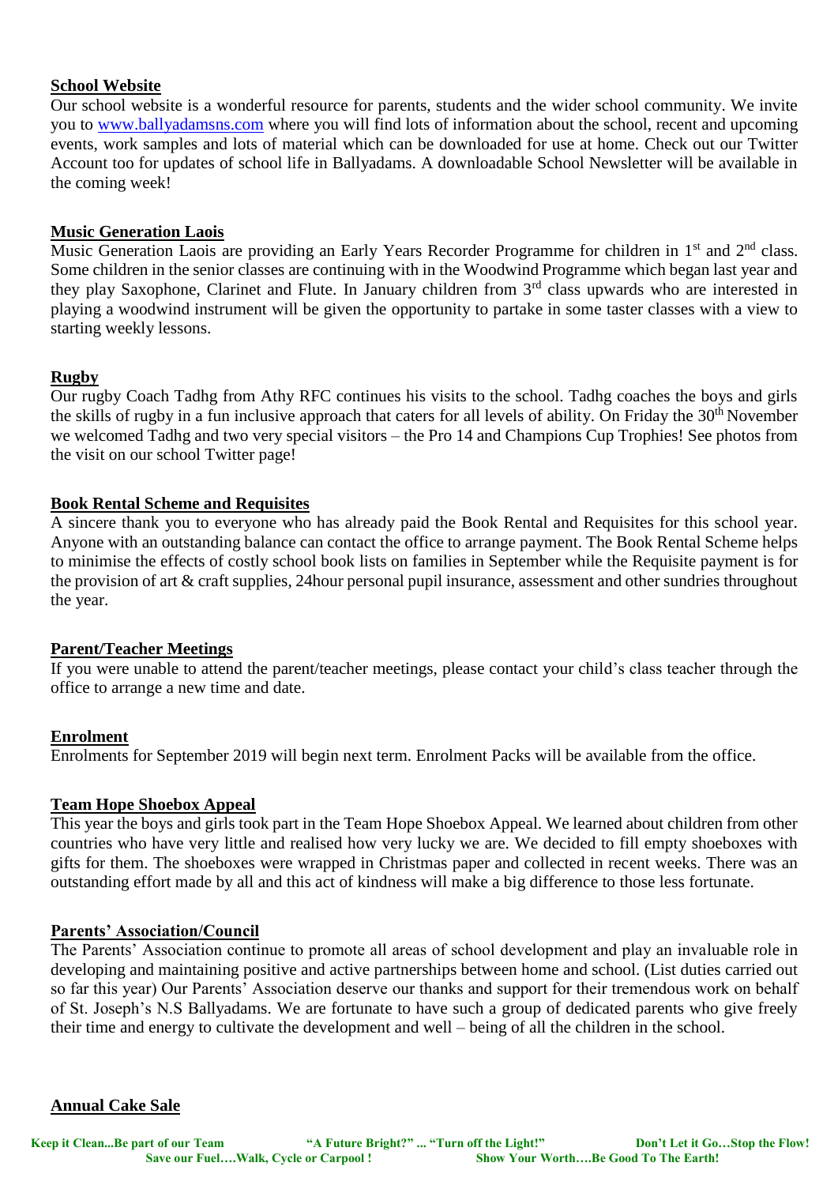## School Website

Our school website is a wonderful resource for parents, students and the wider school community. We invite you to [www.ballyadamsns.com](http://www.ballyadamsns.com) where you will find lots of information about the school, recent and upcoming events, work samples and lots of material which can be downloaded for use at home. Check out our Twitter Account too for updates of school life in Ballyadams. A downloadable School Newsletter will be available in the coming week!

## Music Generation Laois

Music Generation Laois are providing an Early Years Recorder Programme for children in 1st and 2nd class. Some children in the senior classes are continuing with in the Woodwind Programme which began last year and they play Saxophone, Clarinet and Flute. In January children from 3rd class upwards who are interested in playing a woodwind instrument will be given the opportunity to partake in some taster classes with a view to starting weekly lessons.

## Rugby

Our rugby Coach Tadhg from Athy RFC continues his visits to the school. Tadhg coaches the boys and girls the skills of rugby in a fun inclusive approach that caters for all levels of ability. On Friday the 30th November we welcomed Tadhg and two very special visitors – the Pro 14 and Champions Cup Trophies! See photos from the visit on our school Twitter page!

## Book Rental Scheme and Requisites

A sincere thank you to everyone who has already paid the Book Rental and Requisites for this school year. Anyone with an outstanding balance can contact the office to arrange payment. The Book Rental Scheme helps to minimise the effects of costly school book lists on families in September while the Requisite payment is for the provision of art & craft supplies, 24hour personal pupil insurance, assessment and other sundries throughout the year.

## Parent/Teacher Meetings

If you were unable to attend the parent/teacher meetings, please contact your child's class teacher through the office to arrange a new time and date.

## Enrolment

Enrolments for September 2019 will begin next term. Enrolment Packs will be available from the office.

## Team Hope Shoebox Appeal

This year the boys and girls took part in the Team Hope Shoebox Appeal. We learned about children from other countries who have very little and realised how very lucky we are. We decided to fill empty shoeboxes with gifts for them. The shoeboxes were wrapped in Christmas paper and collected in recent weeks. There was an outstanding effort made by all and this act of kindness will make a big difference to those less fortunate.

## Parents' Association/Council

The Parents' Association continue to promote all areas of school development and play an invaluable role in developing and maintaining positive and active partnerships between home and school. (List duties carried out so far this year) Our Parents' Association deserve our thanks and support for their tremendous work on behalf of St. Joseph's N.S Ballyadams. We are fortunate to have such a group of dedicated parents who give freely their time and energy to cultivate the development and well – being of all the children in the school.

## Annual Cake Sale

**Keep it Clean...Be part of our Team** **"A Future Bright?" ... "Turn off the Light!"** **Don't Let it Go…Stop the Flow!**
**Save our Fuel….Walk, Cycle or Carpool !** **Show Your Worth….Be Good To The Earth!**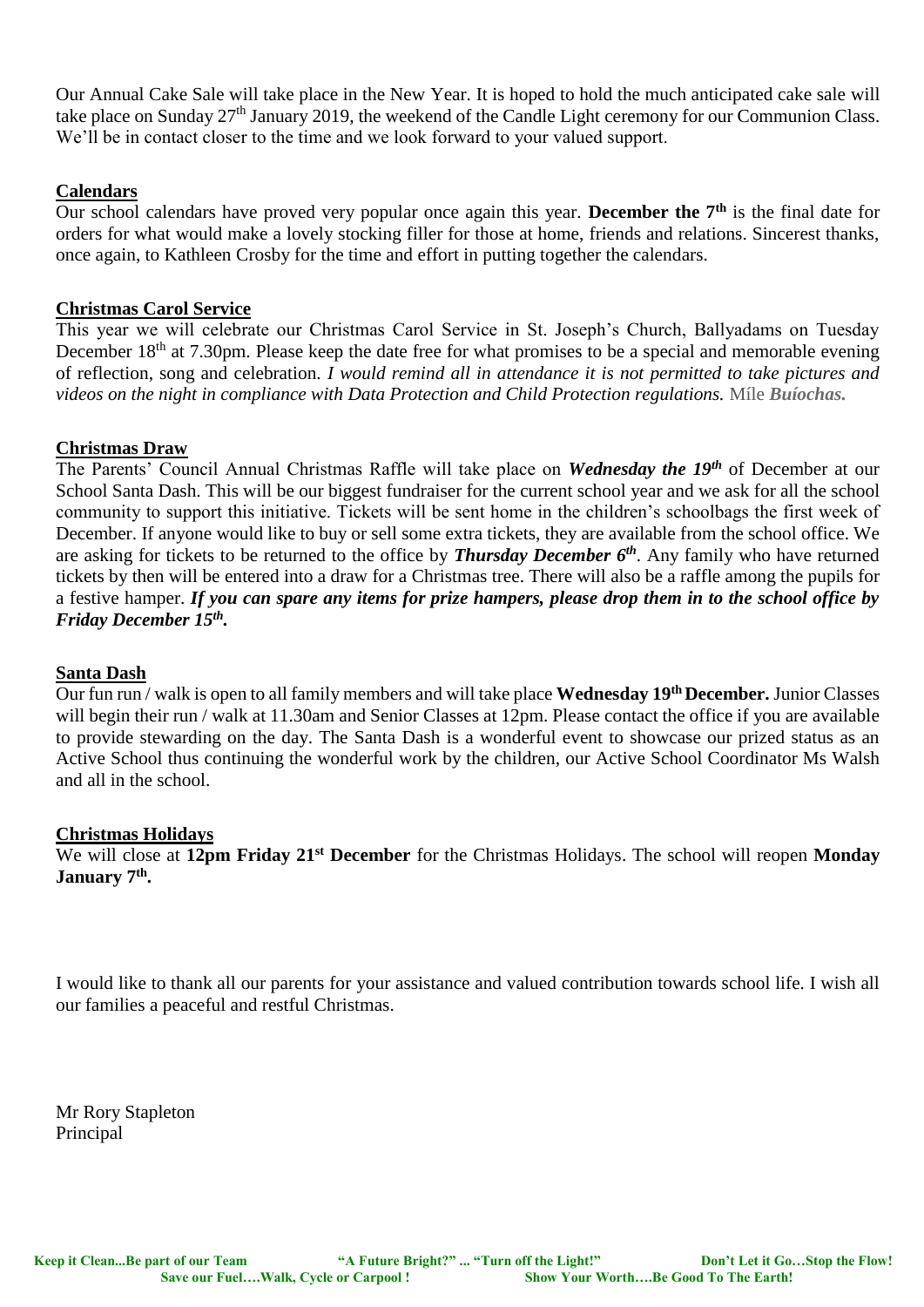Our Annual Cake Sale will take place in the New Year. It is hoped to hold the much anticipated cake sale will take place on Sunday 27th January 2019, the weekend of the Candle Light ceremony for our Communion Class. We'll be in contact closer to the time and we look forward to your valued support.

## Calendars

Our school calendars have proved very popular once again this year. **December the 7th** is the final date for orders for what would make a lovely stocking filler for those at home, friends and relations. Sincerest thanks, once again, to Kathleen Crosby for the time and effort in putting together the calendars.

## Christmas Carol Service

This year we will celebrate our Christmas Carol Service in St. Joseph's Church, Ballyadams on Tuesday December 18th at 7.30pm. Please keep the date free for what promises to be a special and memorable evening of reflection, song and celebration. *I would remind all in attendance it is not permitted to take pictures and videos on the night in compliance with Data Protection and Child Protection regulations.* Míle ***Buíochas.***

## Christmas Draw

The Parents' Council Annual Christmas Raffle will take place on ***Wednesday the 19th*** of December at our School Santa Dash. This will be our biggest fundraiser for the current school year and we ask for all the school community to support this initiative. Tickets will be sent home in the children's schoolbags the first week of December. If anyone would like to buy or sell some extra tickets, they are available from the school office. We are asking for tickets to be returned to the office by ***Thursday December 6th***. Any family who have returned tickets by then will be entered into a draw for a Christmas tree. There will also be a raffle among the pupils for a festive hamper. ***If you can spare any items for prize hampers, please drop them in to the school office by Friday December 15th.***

## Santa Dash

Our fun run / walk is open to all family members and will take place **Wednesday 19th December.** Junior Classes will begin their run / walk at 11.30am and Senior Classes at 12pm. Please contact the office if you are available to provide stewarding on the day. The Santa Dash is a wonderful event to showcase our prized status as an Active School thus continuing the wonderful work by the children, our Active School Coordinator Ms Walsh and all in the school.

## Christmas Holidays

We will close at **12pm Friday 21st December** for the Christmas Holidays. The school will reopen **Monday January 7th.**

I would like to thank all our parents for your assistance and valued contribution towards school life. I wish all our families a peaceful and restful Christmas.

Mr Rory Stapleton
Principal

**Keep it Clean...Be part of our Team** **"A Future Bright?" ... "Turn off the Light!"** **Don't Let it Go…Stop the Flow!**
**Save our Fuel….Walk, Cycle or Carpool !** **Show Your Worth….Be Good To The Earth!**